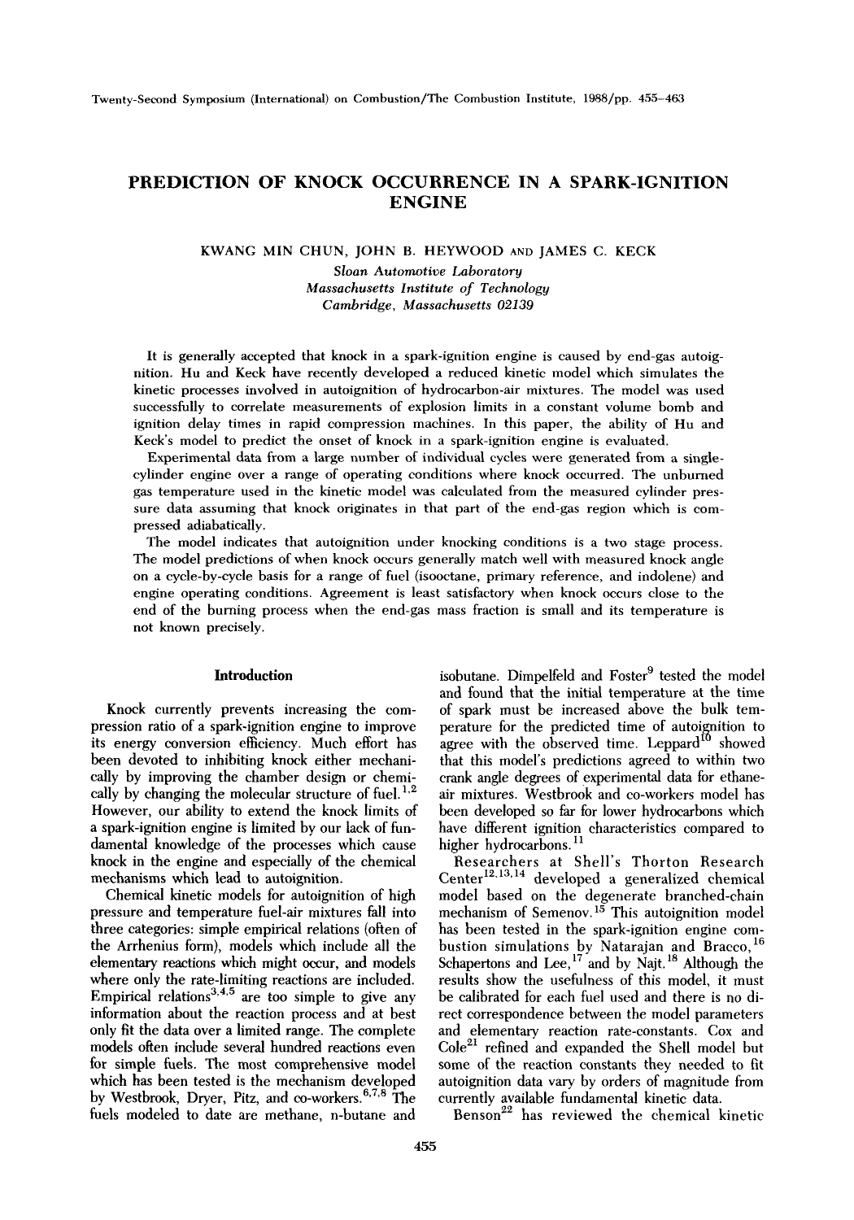# PREDICTION OF KNOCK OCCURRENCE IN A SPARK-IGNITION ENGINE

KWANG MIN CHUN, JOHN B. HEYWOOD AND JAMES C. KECK

*Sloan Automotive Laboratory*
*Massachusetts Institute of Technology*
*Cambridge, Massachusetts 02139*

It is generally accepted that knock in a spark-ignition engine is caused by end-gas autoignition. Hu and Keck have recently developed a reduced kinetic model which simulates the kinetic processes involved in autoignition of hydrocarbon-air mixtures. The model was used successfully to correlate measurements of explosion limits in a constant volume bomb and ignition delay times in rapid compression machines. In this paper, the ability of Hu and Keck's model to predict the onset of knock in a spark-ignition engine is evaluated.

Experimental data from a large number of individual cycles were generated from a single-cylinder engine over a range of operating conditions where knock occurred. The unburned gas temperature used in the kinetic model was calculated from the measured cylinder pressure data assuming that knock originates in that part of the end-gas region which is compressed adiabatically.

The model indicates that autoignition under knocking conditions is a two stage process. The model predictions of when knock occurs generally match well with measured knock angle on a cycle-by-cycle basis for a range of fuel (isooctane, primary reference, and indolene) and engine operating conditions. Agreement is least satisfactory when knock occurs close to the end of the burning process when the end-gas mass fraction is small and its temperature is not known precisely.

## Introduction

Knock currently prevents increasing the compression ratio of a spark-ignition engine to improve its energy conversion efficiency. Much effort has been devoted to inhibiting knock either mechanically by improving the chamber design or chemically by changing the molecular structure of fuel.[1,2] However, our ability to extend the knock limits of a spark-ignition engine is limited by our lack of fundamental knowledge of the processes which cause knock in the engine and especially of the chemical mechanisms which lead to autoignition.

Chemical kinetic models for autoignition of high pressure and temperature fuel-air mixtures fall into three categories: simple empirical relations (often of the Arrhenius form), models which include all the elementary reactions which might occur, and models where only the rate-limiting reactions are included. Empirical relations[3,4,5] are too simple to give any information about the reaction process and at best only fit the data over a limited range. The complete models often include several hundred reactions even for simple fuels. The most comprehensive model which has been tested is the mechanism developed by Westbrook, Dryer, Pitz, and co-workers.[6,7,8] The fuels modeled to date are methane, n-butane and isobutane. Dimpelfeld and Foster[9] tested the model and found that the initial temperature at the time of spark must be increased above the bulk temperature for the predicted time of autoignition to agree with the observed time. Leppard[10] showed that this model's predictions agreed to within two crank angle degrees of experimental data for ethane-air mixtures. Westbrook and co-workers model has been developed so far for lower hydrocarbons which have different ignition characteristics compared to higher hydrocarbons.[11]

Researchers at Shell's Thorton Research Center[12,13,14] developed a generalized chemical model based on the degenerate branched-chain mechanism of Semenov.[15] This autoignition model has been tested in the spark-ignition engine combustion simulations by Natarajan and Bracco,[16] Schapertons and Lee,[17] and by Najt.[18] Although the results show the usefulness of this model, it must be calibrated for each fuel used and there is no direct correspondence between the model parameters and elementary reaction rate-constants. Cox and Cole[21] refined and expanded the Shell model but some of the reaction constants they needed to fit autoignition data vary by orders of magnitude from currently available fundamental kinetic data.

Benson[22] has reviewed the chemical kinetic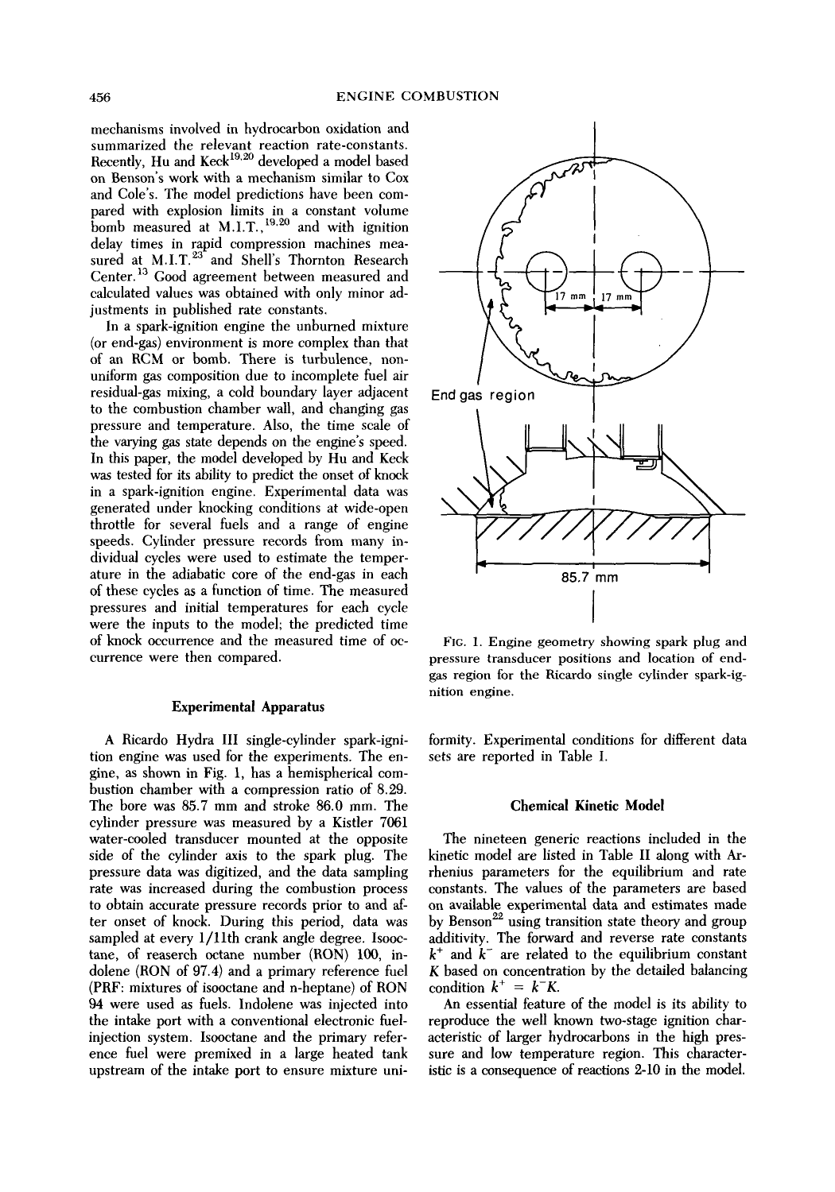mechanisms involved in hydrocarbon oxidation and summarized the relevant reaction rate-constants. Recently, Hu and Keck[19,20] developed a model based on Benson's work with a mechanism similar to Cox and Cole's. The model predictions have been compared with explosion limits in a constant volume bomb measured at M.I.T.,[19,20] and with ignition delay times in rapid compression machines measured at M.I.T.[23] and Shell's Thornton Research Center.[13] Good agreement between measured and calculated values was obtained with only minor adjustments in published rate constants.

In a spark-ignition engine the unburned mixture (or end-gas) environment is more complex than that of an RCM or bomb. There is turbulence, non-uniform gas composition due to incomplete fuel air residual-gas mixing, a cold boundary layer adjacent to the combustion chamber wall, and changing gas pressure and temperature. Also, the time scale of the varying gas state depends on the engine's speed. In this paper, the model developed by Hu and Keck was tested for its ability to predict the onset of knock in a spark-ignition engine. Experimental data was generated under knocking conditions at wide-open throttle for several fuels and a range of engine speeds. Cylinder pressure records from many individual cycles were used to estimate the temperature in the adiabatic core of the end-gas in each of these cycles as a function of time. The measured pressures and initial temperatures for each cycle were the inputs to the model; the predicted time of knock occurrence and the measured time of occurrence were then compared.

## Experimental Apparatus

A Ricardo Hydra III single-cylinder spark-ignition engine was used for the experiments. The engine, as shown in Fig. 1, has a hemispherical combustion chamber with a compression ratio of 8.29. The bore was 85.7 mm and stroke 86.0 mm. The cylinder pressure was measured by a Kistler 7061 water-cooled transducer mounted at the opposite side of the cylinder axis to the spark plug. The pressure data was digitized, and the data sampling rate was increased during the combustion process to obtain accurate pressure records prior to and after onset of knock. During this period, data was sampled at every 1/11th crank angle degree. Isooctane, of reaserch octane number (RON) 100, indolene (RON of 97.4) and a primary reference fuel (PRF: mixtures of isooctane and n-heptane) of RON 94 were used as fuels. Indolene was injected into the intake port with a conventional electronic fuel-injection system. Isooctane and the primary reference fuel were premixed in a large heated tank upstream of the intake port to ensure mixture uniformity. Experimental conditions for different data sets are reported in Table I.

FIG. 1. Engine geometry showing spark plug and pressure transducer positions and location of end-gas region for the Ricardo single cylinder spark-ignition engine.

## Chemical Kinetic Model

The nineteen generic reactions included in the kinetic model are listed in Table II along with Arrhenius parameters for the equilibrium and rate constants. The values of the parameters are based on available experimental data and estimates made by Benson[22] using transition state theory and group additivity. The forward and reverse rate constants $k^+$ and $k^-$ are related to the equilibrium constant $K$ based on concentration by the detailed balancing condition $k^+ = k^- K$.

An essential feature of the model is its ability to reproduce the well known two-stage ignition characteristic of larger hydrocarbons in the high pressure and low temperature region. This characteristic is a consequence of reactions 2-10 in the model.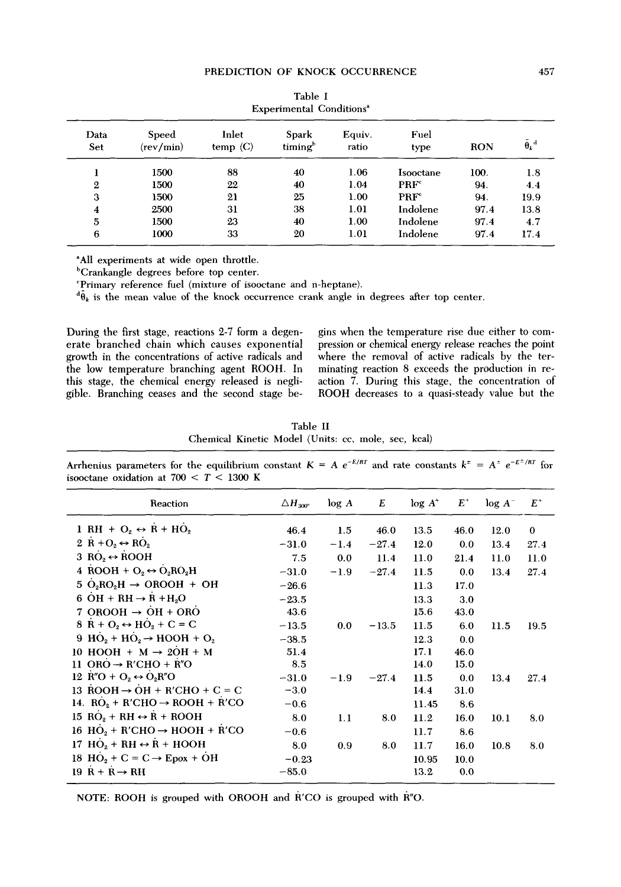Table I
Experimental Conditions[a]

| Data Set | Speed (rev/min) | Inlet temp (C) | Spark timing[b] | Equiv. ratio | Fuel type | RON | $\bar{\theta}_k$[d] |
|---|---|---|---|---|---|---|---|
| 1 | 1500 | 88 | 40 | 1.06 | Isooctane | 100. | 1.8 |
| 2 | 1500 | 22 | 40 | 1.04 | PRF[c] | 94. | 4.4 |
| 3 | 1500 | 21 | 25 | 1.00 | PRF[c] | 94. | 19.9 |
| 4 | 2500 | 31 | 38 | 1.01 | Indolene | 97.4 | 13.8 |
| 5 | 1500 | 23 | 40 | 1.00 | Indolene | 97.4 | 4.7 |
| 6 | 1000 | 33 | 20 | 1.01 | Indolene | 97.4 | 17.4 |

[a]All experiments at wide open throttle.
[b]Crankangle degrees before top center.
[c]Primary reference fuel (mixture of isooctane and n-heptane).
[d]$\bar{\theta}_k$ is the mean value of the knock occurrence crank angle in degrees after top center.

During the first stage, reactions 2-7 form a degenerate branched chain which causes exponential growth in the concentrations of active radicals and the low temperature branching agent ROOH. In this stage, the chemical energy released is negligible. Branching ceases and the second stage begins when the temperature rise due either to compression or chemical energy release reaches the point where the removal of active radicals by the terminating reaction 8 exceeds the production in reaction 7. During this stage, the concentration of ROOH decreases to a quasi-steady value but the

Table II
Chemical Kinetic Model (Units: cc, mole, sec, kcal)

Arrhenius parameters for the equilibrium constant $K = A\,e^{-E/RT}$ and rate constants $k^{\pm} = A^{\pm}\,e^{-E^{\pm}/RT}$ for isooctane oxidation at $700 < T < 1300$ K

| Reaction | $\Delta H_{300°}$ | log A | E | log $A^+$ | $E^+$ | log $A^-$ | $E^+$ |
|---|---|---|---|---|---|---|---|
| 1 $RH + O_2 \leftrightarrow \dot{R} + H\dot{O}_2$ | 46.4 | 1.5 | 46.0 | 13.5 | 46.0 | 12.0 | 0 |
| 2 $\dot{R} + O_2 \leftrightarrow R\dot{O}_2$ | −31.0 | −1.4 | −27.4 | 12.0 | 0.0 | 13.4 | 27.4 |
| 3 $R\dot{O}_2 \leftrightarrow \dot{R}OOH$ | 7.5 | 0.0 | 11.4 | 11.0 | 21.4 | 11.0 | 11.0 |
| 4 $\dot{R}OOH + O_2 \leftrightarrow \dot{O}_2RO_2H$ | −31.0 | −1.9 | −27.4 | 11.5 | 0.0 | 13.4 | 27.4 |
| 5 $\dot{O}_2RO_2H \rightarrow OROOH + \dot{O}H$ | −26.6 | | | 11.3 | 17.0 | | |
| 6 $\dot{O}H + RH \rightarrow \dot{R} + H_2O$ | −23.5 | | | 13.3 | 3.0 | | |
| 7 $OROOH \rightarrow \dot{O}H + OR\dot{O}$ | 43.6 | | | 15.6 | 43.0 | | |
| 8 $\dot{R} + O_2 \leftrightarrow H\dot{O}_2 + C{=}C$ | −13.5 | 0.0 | −13.5 | 11.5 | 6.0 | 11.5 | 19.5 |
| 9 $H\dot{O}_2 + H\dot{O}_2 \rightarrow HOOH + O_2$ | −38.5 | | | 12.3 | 0.0 | | |
| 10 $HOOH + M \rightarrow 2\dot{O}H + M$ | 51.4 | | | 17.1 | 46.0 | | |
| 11 $OR\dot{O} \rightarrow R'CHO + \dot{R}''O$ | 8.5 | | | 14.0 | 15.0 | | |
| 12 $\dot{R}''O + O_2 \leftrightarrow \dot{O}_2R''O$ | −31.0 | −1.9 | −27.4 | 11.5 | 0.0 | 13.4 | 27.4 |
| 13 $\dot{R}OOH \rightarrow \dot{O}H + R'CHO + C{=}C$ | −3.0 | | | 14.4 | 31.0 | | |
| 14. $R\dot{O}_2 + R'CHO \rightarrow ROOH + \dot{R}'CO$ | −0.6 | | | 11.45 | 8.6 | | |
| 15 $R\dot{O}_2 + RH \leftrightarrow \dot{R} + ROOH$ | 8.0 | 1.1 | 8.0 | 11.2 | 16.0 | 10.1 | 8.0 |
| 16 $H\dot{O}_2 + R'CHO \rightarrow HOOH + \dot{R}'CO$ | −0.6 | | | 11.7 | 8.6 | | |
| 17 $H\dot{O}_2 + RH \leftrightarrow \dot{R} + HOOH$ | 8.0 | 0.9 | 8.0 | 11.7 | 16.0 | 10.8 | 8.0 |
| 18 $H\dot{O}_2 + C{=}C \rightarrow Epox + \dot{O}H$ | −0.23 | | | 10.95 | 10.0 | | |
| 19 $\dot{R} + \dot{R} \rightarrow RH$ | −85.0 | | | 13.2 | 0.0 | | |

NOTE: ROOH is grouped with OROOH and $\dot{R}'CO$ is grouped with $\dot{R}''O$.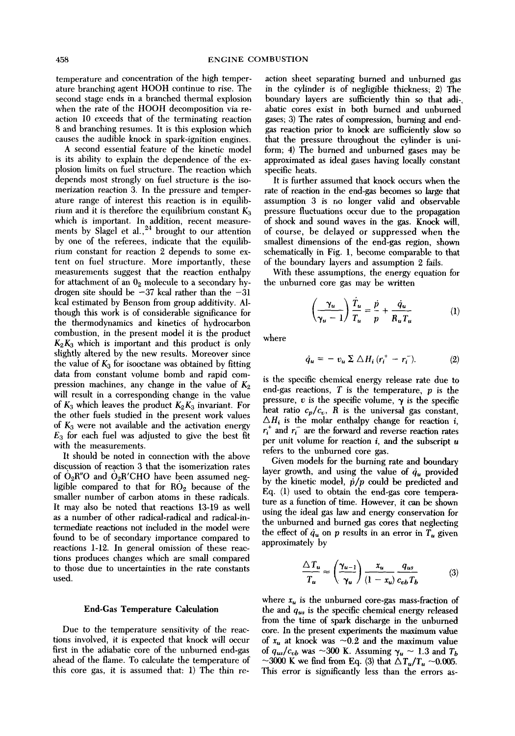temperature and concentration of the high temperature branching agent HOOH continue to rise. The second stage ends in a branched thermal explosion when the rate of the HOOH decomposition via reaction 10 exceeds that of the terminating reaction 8 and branching resumes. It is this explosion which causes the audible knock in spark-ignition engines.

A second essential feature of the kinetic model is its ability to explain the dependence of the explosion limits on fuel structure. The reaction which depends most strongly on fuel structure is the isomerization reaction 3. In the pressure and temperature range of interest this reaction is in equilibrium and it is therefore the equilibrium constant $K_3$ which is important. In addition, recent measurements by Slagel et al.,[24] brought to our attention by one of the referees, indicate that the equilibrium constant for reaction 2 depends to some extent on fuel structure. More importantly, these measurements suggest that the reaction enthalpy for attachment of an $O_2$ molecule to a secondary hydrogen site should be $-37$ kcal rather than the $-31$ kcal estimated by Benson from group additivity. Although this work is of considerable significance for the thermodynamics and kinetics of hydrocarbon combustion, in the present model it is the product $K_2K_3$ which is important and this product is only slightly altered by the new results. Moreover since the value of $K_3$ for isooctane was obtained by fitting data from constant volume bomb and rapid compression machines, any change in the value of $K_2$ will result in a corresponding change in the value of $K_3$ which leaves the product $K_2K_3$ invariant. For the other fuels studied in the present work values of $K_3$ were not available and the activation energy $E_3$ for each fuel was adjusted to give the best fit with the measurements.

It should be noted in connection with the above discussion of reaction 3 that the isomerization rates of $\dot{O}_2R''O$ and $\dot{O}_2R'CHO$ have been assumed negligible compared to that for $R\dot{O}_2$ because of the smaller number of carbon atoms in these radicals. It may also be noted that reactions 13-19 as well as a number of other radical-radical and radical-intermediate reactions not included in the model were found to be of secondary importance compared to reactions 1-12. In general omission of these reactions produces changes which are small compared to those due to uncertainties in the rate constants used.

## End-Gas Temperature Calculation

Due to the temperature sensitivity of the reactions involved, it is expected that knock will occur first in the adiabatic core of the unburned end-gas ahead of the flame. To calculate the temperature of this core gas, it is assumed that: 1) The thin reaction sheet separating burned and unburned gas in the cylinder is of negligible thickness; 2) The boundary layers are sufficiently thin so that adiabatic cores exist in both burned and unburned gases; 3) The rates of compression, burning and end-gas reaction prior to knock are sufficiently slow so that the pressure throughout the cylinder is uniform; 4) The burned and unburned gases may be approximated as ideal gases having locally constant specific heats.

It is further assumed that knock occurs when the rate of reaction in the end-gas becomes so large that assumption 3 is no longer valid and observable pressure fluctuations occur due to the propagation of shock and sound waves in the gas. Knock will, of course, be delayed or suppressed when the smallest dimensions of the end-gas region, shown schematically in Fig. 1, become comparable to that of the boundary layers and assumption 2 fails.

With these assumptions, the energy equation for the unburned core gas may be written

$$\left(\frac{\gamma_u}{\gamma_u - 1}\right)\frac{\dot{T}_u}{T_u} = \frac{\dot{p}}{p} + \frac{\dot{q}_u}{R_u T_u} \tag{1}$$

where

$$\dot{q}_u = -v_u \sum \Delta H_i (r_i^+ - r_i^-). \tag{2}$$

is the specific chemical energy release rate due to end-gas reactions, $T$ is the temperature, $p$ is the pressure, $v$ is the specific volume, $\gamma$ is the specific heat ratio $c_p/c_v$, $R$ is the universal gas constant, $\Delta H_i$ is the molar enthalpy change for reaction $i$, $r_i^+$ and $r_i^-$ are the forward and reverse reaction rates per unit volume for reaction $i$, and the subscript $u$ refers to the unburned core gas.

Given models for the burning rate and boundary layer growth, and using the value of $\dot{q}_u$ provided by the kinetic model, $\dot{p}/p$ could be predicted and Eq. (1) used to obtain the end-gas core temperature as a function of time. However, it can be shown using the ideal gas law and energy conservation for the unburned and burned gas cores that neglecting the effect of $\dot{q}_u$ on $p$ results in an error in $T_u$ given approximately by

$$\frac{\Delta T_u}{T_u} \approx \left(\frac{\gamma_{u-1}}{\gamma_u}\right)\frac{x_u}{(1 - x_u)}\frac{q_{us}}{c_{vb}T_b} \tag{3}$$

where $x_u$ is the unburned core-gas mass-fraction of the and $q_{us}$ is the specific chemical energy released from the time of spark discharge in the unburned core. In the present experiments the maximum value of $x_u$ at knock was $\sim 0.2$ and the maximum value of $q_{us}/c_{vb}$ was $\sim 300$ K. Assuming $\gamma_u \sim 1.3$ and $T_b \sim 3000$ K we find from Eq. (3) that $\Delta T_u/T_u \sim 0.005$. This error is significantly less than the errors as-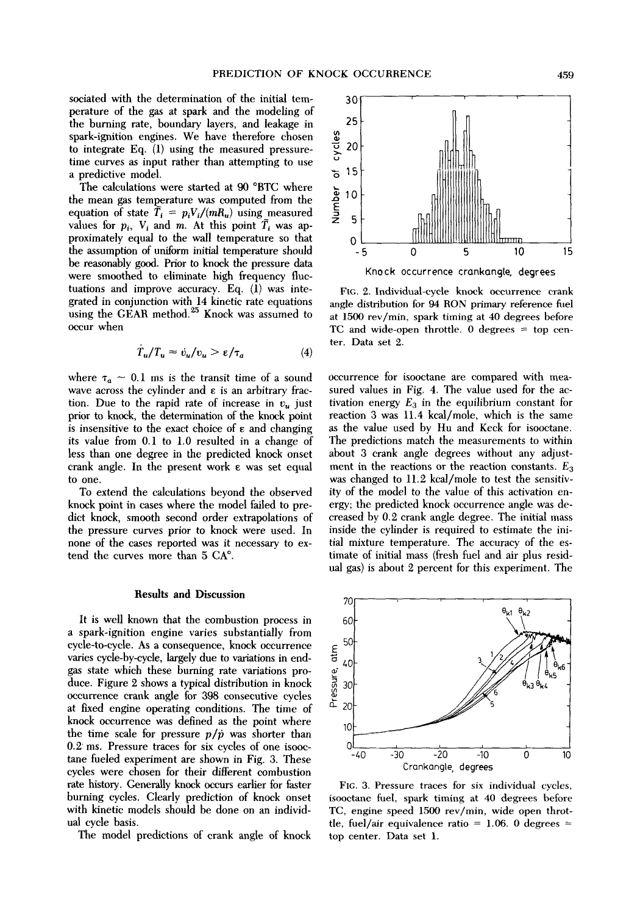sociated with the determination of the initial temperature of the gas at spark and the modeling of the burning rate, boundary layers, and leakage in spark-ignition engines. We have therefore chosen to integrate Eq. (1) using the measured pressure-time curves as input rather than attempting to use a predictive model.

The calculations were started at 90 °BTC where the mean gas temperature was computed from the equation of state $\bar{T}_i = p_i V_i/(mR_u)$ using measured values for $p_i$, $V_i$ and $m$. At this point $\bar{T}_i$ was approximately equal to the wall temperature so that the assumption of uniform initial temperature should be reasonably good. Prior to knock the pressure data were smoothed to eliminate high frequency fluctuations and improve accuracy. Eq. (1) was integrated in conjunction with 14 kinetic rate equations using the GEAR method.[25] Knock was assumed to occur when

$$\dot{T}_u/T_u \approx \dot{v}_u/v_u > \varepsilon/\tau_a \tag{4}$$

where $\tau_a \sim 0.1$ ms is the transit time of a sound wave across the cylinder and $\varepsilon$ is an arbitrary fraction. Due to the rapid rate of increase in $\dot{v}_u$ just prior to knock, the determination of the knock point is insensitive to the exact choice of $\varepsilon$ and changing its value from 0.1 to 1.0 resulted in a change of less than one degree in the predicted knock onset crank angle. In the present work $\varepsilon$ was set equal to one.

To extend the calculations beyond the observed knock point in cases where the model failed to predict knock, smooth second order extrapolations of the pressure curves prior to knock were used. In none of the cases reported was it necessary to extend the curves more than 5 CA°.

## Results and Discussion

It is well known that the combustion process in a spark-ignition engine varies substantially from cycle-to-cycle. As a consequence, knock occurrence varies cycle-by-cycle, largely due to variations in end-gas state which these burning rate variations produce. Figure 2 shows a typical distribution in knock occurrence crank angle for 398 consecutive cycles at fixed engine operating conditions. The time of knock occurrence was defined as the point where the time scale for pressure $p/\dot{p}$ was shorter than 0.2 ms. Pressure traces for six cycles of one isooctane fueled experiment are shown in Fig. 3. These cycles were chosen for their different combustion rate history. Generally knock occurs earlier for faster burning cycles. Clearly prediction of knock onset with kinetic models should be done on an individual cycle basis.

The model predictions of crank angle of knock occurrence for isooctane are compared with measured values in Fig. 4. The value used for the activation energy $E_3$ in the equilibrium constant for reaction 3 was 11.4 kcal/mole, which is the same as the value used by Hu and Keck for isooctane. The predictions match the measurements to within about 3 crank angle degrees without any adjustment in the reactions or the reaction constants. $E_3$ was changed to 11.2 kcal/mole to test the sensitivity of the model to the value of this activation energy; the predicted knock occurrence angle was decreased by 0.2 crank angle degree. The initial mass inside the cylinder is required to estimate the initial mixture temperature. The accuracy of the estimate of initial mass (fresh fuel and air plus residual gas) is about 2 percent for this experiment. The

FIG. 2. Individual-cycle knock occurrence crank angle distribution for 94 RON primary reference fuel at 1500 rev/min, spark timing at 40 degrees before TC and wide-open throttle. 0 degrees = top center. Data set 2.

FIG. 3. Pressure traces for six individual cycles, isooctane fuel, spark timing at 40 degrees before TC, engine speed 1500 rev/min, wide open throttle, fuel/air equivalence ratio = 1.06. 0 degrees = top center. Data set 1.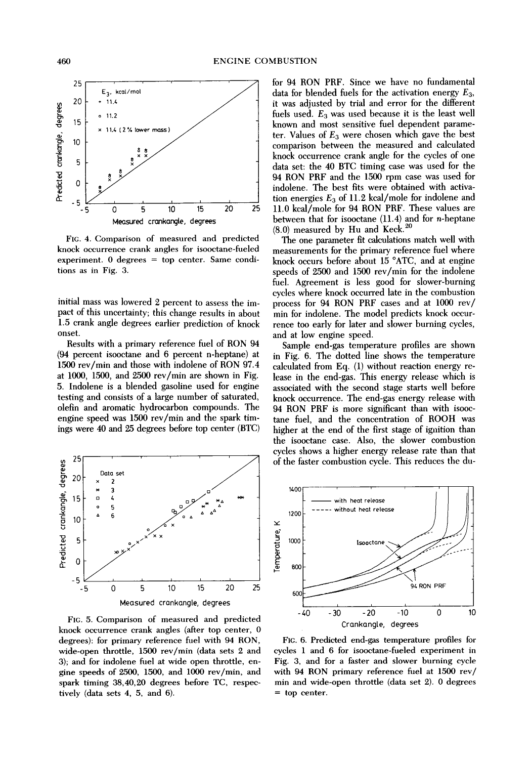FIG. 4. Comparison of measured and predicted knock occurrence crank angles for isooctane-fueled experiment. 0 degrees = top center. Same conditions as in Fig. 3.

initial mass was lowered 2 percent to assess the impact of this uncertainty; this change results in about 1.5 crank angle degrees earlier prediction of knock onset.

Results with a primary reference fuel of RON 94 (94 percent isooctane and 6 percent n-heptane) at 1500 rev/min and those with indolene of RON 97.4 at 1000, 1500, and 2500 rev/min are shown in Fig. 5. Indolene is a blended gasoline used for engine testing and consists of a large number of saturated, olefin and aromatic hydrocarbon compounds. The engine speed was 1500 rev/min and the spark timings were 40 and 25 degrees before top center (BTC) for 94 RON PRF. Since we have no fundamental data for blended fuels for the activation energy $E_3$, it was adjusted by trial and error for the different fuels used. $E_3$ was used because it is the least well known and most sensitive fuel dependent parameter. Values of $E_3$ were chosen which gave the best comparison between the measured and calculated knock occurrence crank angle for the cycles of one data set: the 40 BTC timing case was used for the 94 RON PRF and the 1500 rpm case was used for indolene. The best fits were obtained with activation energies $E_3$ of 11.2 kcal/mole for indolene and 11.0 kcal/mole for 94 RON PRF. These values are between that for isooctane (11.4) and for n-heptane (8.0) measured by Hu and Keck.[20]

FIG. 5. Comparison of measured and predicted knock occurrence crank angles (after top center, 0 degrees): for primary reference fuel with 94 RON, wide-open throttle, 1500 rev/min (data sets 2 and 3); and for indolene fuel at wide open throttle, engine speeds of 2500, 1500, and 1000 rev/min, and spark timing 38,40,20 degrees before TC, respectively (data sets 4, 5, and 6).

The one parameter fit calculations match well with measurements for the primary reference fuel where knock occurs before about 15 °ATC, and at engine speeds of 2500 and 1500 rev/min for the indolene fuel. Agreement is less good for slower-burning cycles where knock occurred late in the combustion process for 94 RON PRF cases and at 1000 rev/min for indolene. The model predicts knock occurrence too early for later and slower burning cycles, and at low engine speed.

Sample end-gas temperature profiles are shown in Fig. 6. The dotted line shows the temperature calculated from Eq. (1) without reaction energy release in the end-gas. This energy release which is associated with the second stage starts well before knock occurrence. The end-gas energy release with 94 RON PRF is more significant than with isooctane fuel, and the concentration of ROOH was higher at the end of the first stage of ignition than the isooctane case. Also, the slower combustion cycles shows a higher energy release rate than that of the faster combustion cycle. This reduces the du-

FIG. 6. Predicted end-gas temperature profiles for cycles 1 and 6 for isooctane-fueled experiment in Fig. 3, and for a faster and slower burning cycle with 94 RON primary reference fuel at 1500 rev/min and wide-open throttle (data set 2). 0 degrees = top center.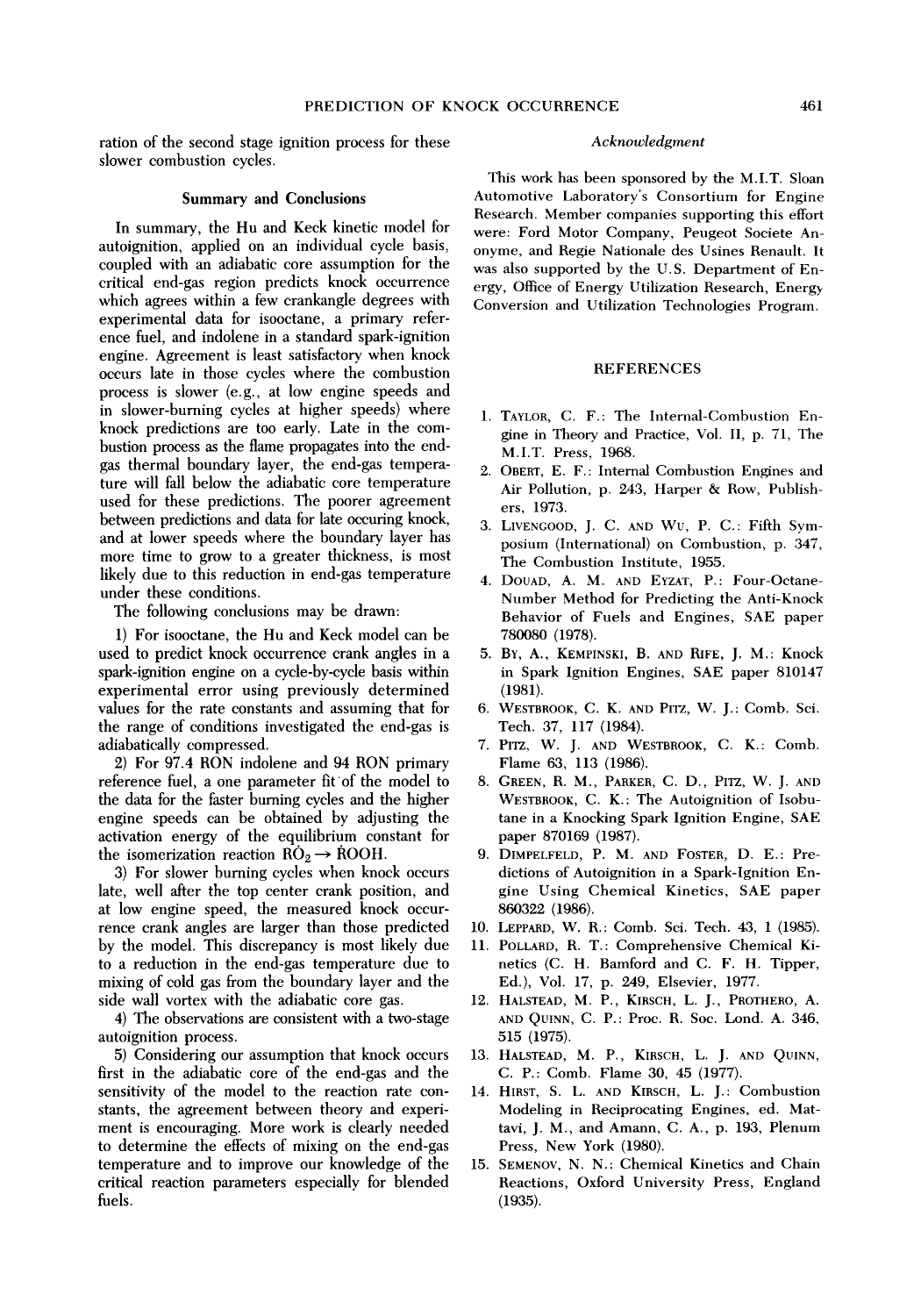ration of the second stage ignition process for these slower combustion cycles.

## Summary and Conclusions

In summary, the Hu and Keck kinetic model for autoignition, applied on an individual cycle basis, coupled with an adiabatic core assumption for the critical end-gas region predicts knock occurrence which agrees within a few crankangle degrees with experimental data for isooctane, a primary reference fuel, and indolene in a standard spark-ignition engine. Agreement is least satisfactory when knock occurs late in those cycles where the combustion process is slower (e.g., at low engine speeds and in slower-burning cycles at higher speeds) where knock predictions are too early. Late in the combustion process as the flame propagates into the end-gas thermal boundary layer, the end-gas temperature will fall below the adiabatic core temperature used for these predictions. The poorer agreement between predictions and data for late occuring knock, and at lower speeds where the boundary layer has more time to grow to a greater thickness, is most likely due to this reduction in end-gas temperature under these conditions.

The following conclusions may be drawn:

1) For isooctane, the Hu and Keck model can be used to predict knock occurrence crank angles in a spark-ignition engine on a cycle-by-cycle basis within experimental error using previously determined values for the rate constants and assuming that for the range of conditions investigated the end-gas is adiabatically compressed.

2) For 97.4 RON indolene and 94 RON primary reference fuel, a one parameter fit of the model to the data for the faster burning cycles and the higher engine speeds can be obtained by adjusting the activation energy of the equilibrium constant for the isomerization reaction $\dot{R}O_2 \rightarrow \dot{R}OOH$.

3) For slower burning cycles when knock occurs late, well after the top center crank position, and at low engine speed, the measured knock occurrence crank angles are larger than those predicted by the model. This discrepancy is most likely due to a reduction in the end-gas temperature due to mixing of cold gas from the boundary layer and the side wall vortex with the adiabatic core gas.

4) The observations are consistent with a two-stage autoignition process.

5) Considering our assumption that knock occurs first in the adiabatic core of the end-gas and the sensitivity of the model to the reaction rate constants, the agreement between theory and experiment is encouraging. More work is clearly needed to determine the effects of mixing on the end-gas temperature and to improve our knowledge of the critical reaction parameters especially for blended fuels.

### *Acknowledgment*

This work has been sponsored by the M.I.T. Sloan Automotive Laboratory's Consortium for Engine Research. Member companies supporting this effort were: Ford Motor Company, Peugeot Societe Anonyme, and Regie Nationale des Usines Renault. It was also supported by the U.S. Department of Energy, Office of Energy Utilization Research, Energy Conversion and Utilization Technologies Program.

## REFERENCES

1. Taylor, C. F.: The Internal-Combustion Engine in Theory and Practice, Vol. II, p. 71, The M.I.T. Press, 1968.
2. Obert, E. F.: Internal Combustion Engines and Air Pollution, p. 243, Harper & Row, Publishers, 1973.
3. Livengood, J. C. and Wu, P. C.: Fifth Symposium (International) on Combustion, p. 347, The Combustion Institute, 1955.
4. Douad, A. M. and Eyzat, P.: Four-Octane-Number Method for Predicting the Anti-Knock Behavior of Fuels and Engines, SAE paper 780080 (1978).
5. By, A., Kempinski, B. and Rife, J. M.: Knock in Spark Ignition Engines, SAE paper 810147 (1981).
6. Westbrook, C. K. and Pitz, W. J.: Comb. Sci. Tech. 37, 117 (1984).
7. Pitz, W. J. and Westbrook, C. K.: Comb. Flame 63, 113 (1986).
8. Green, R. M., Parker, C. D., Pitz, W. J. and Westbrook, C. K.: The Autoignition of Isobutane in a Knocking Spark Ignition Engine, SAE paper 870169 (1987).
9. Dimpelfeld, P. M. and Foster, D. E.: Predictions of Autoignition in a Spark-Ignition Engine Using Chemical Kinetics, SAE paper 860322 (1986).
10. Leppard, W. R.: Comb. Sci. Tech. 43, 1 (1985).
11. Pollard, R. T.: Comprehensive Chemical Kinetics (C. H. Bamford and C. F. H. Tipper, Ed.), Vol. 17, p. 249, Elsevier, 1977.
12. Halstead, M. P., Kirsch, L. J., Prothero, A. and Quinn, C. P.: Proc. R. Soc. Lond. A. 346, 515 (1975).
13. Halstead, M. P., Kirsch, L. J. and Quinn, C. P.: Comb. Flame 30, 45 (1977).
14. Hirst, S. L. and Kirsch, L. J.: Combustion Modeling in Reciprocating Engines, ed. Mattavi, J. M., and Amann, C. A., p. 193, Plenum Press, New York (1980).
15. Semenov, N. N.: Chemical Kinetics and Chain Reactions, Oxford University Press, England (1935).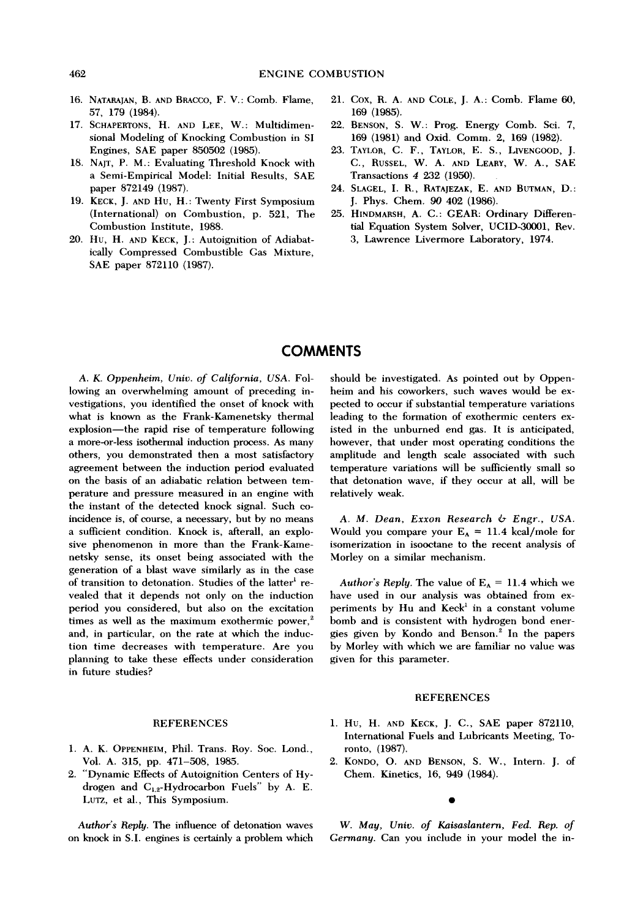16. NATARAJAN, B. AND BRACCO, F. V.: Comb. Flame, 57, 179 (1984).
17. SCHAPERTONS, H. AND LEE, W.: Multidimensional Modeling of Knocking Combustion in SI Engines, SAE paper 850502 (1985).
18. NAJT, P. M.: Evaluating Threshold Knock with a Semi-Empirical Model: Initial Results, SAE paper 872149 (1987).
19. KECK, J. AND HU, H.: Twenty First Symposium (International) on Combustion, p. 521, The Combustion Institute, 1988.
20. HU, H. AND KECK, J.: Autoignition of Adiabatically Compressed Combustible Gas Mixture, SAE paper 872110 (1987).
21. COX, R. A. AND COLE, J. A.: Comb. Flame 60, 169 (1985).
22. BENSON, S. W.: Prog. Energy Comb. Sci. 7, 169 (1981) and Oxid. Comm. 2, 169 (1982).
23. TAYLOR, C. F., TAYLOR, E. S., LIVENGOOD, J. C., RUSSEL, W. A. AND LEARY, W. A., SAE Transactions *4* 232 (1950).
24. SLAGEL, I. R., RATAJEZAK, E. AND BUTMAN, D.: J. Phys. Chem. *90* 402 (1986).
25. HINDMARSH, A. C.: GEAR: Ordinary Differential Equation System Solver, UCID-30001, Rev. 3, Lawrence Livermore Laboratory, 1974.

## COMMENTS

*A. K. Oppenheim, Univ. of California, USA.* Following an overwhelming amount of preceding investigations, you identified the onset of knock with what is known as the Frank-Kamenetsky thermal explosion—the rapid rise of temperature following a more-or-less isothermal induction process. As many others, you demonstrated then a most satisfactory agreement between the induction period evaluated on the basis of an adiabatic relation between temperature and pressure measured in an engine with the instant of the detected knock signal. Such coincidence is, of course, a necessary, but by no means a sufficient condition. Knock is, afterall, an explosive phenomenon in more than the Frank-Kamenetsky sense, its onset being associated with the generation of a blast wave similarly as in the case of transition to detonation. Studies of the latter[1] revealed that it depends not only on the induction period you considered, but also on the excitation times as well as the maximum exothermic power,[2] and, in particular, on the rate at which the induction time decreases with temperature. Are you planning to take these effects under consideration in future studies?

### REFERENCES

1. A. K. OPPENHEIM, Phil. Trans. Roy. Soc. Lond., Vol. A. 315, pp. 471–508, 1985.
2. "Dynamic Effects of Autoignition Centers of Hydrogen and $C_{1,2}$-Hydrocarbon Fuels" by A. E. LUTZ, et al., This Symposium.

*Author's Reply.* The influence of detonation waves on knock in S.I. engines is certainly a problem which should be investigated. As pointed out by Oppenheim and his coworkers, such waves would be expected to occur if substantial temperature variations leading to the formation of exothermic centers existed in the unburned end gas. It is anticipated, however, that under most operating conditions the amplitude and length scale associated with such temperature variations will be sufficiently small so that detonation wave, if they occur at all, will be relatively weak.

*A. M. Dean, Exxon Research & Engr., USA.* Would you compare your $E_A$ = 11.4 kcal/mole for isomerization in isooctane to the recent analysis of Morley on a similar mechanism.

*Author's Reply.* The value of $E_A$ = 11.4 which we have used in our analysis was obtained from experiments by Hu and Keck[1] in a constant volume bomb and is consistent with hydrogen bond energies given by Kondo and Benson.[2] In the papers by Morley with which we are familiar no value was given for this parameter.

### REFERENCES

1. HU, H. AND KECK, J. C., SAE paper 872110, International Fuels and Lubricants Meeting, Toronto, (1987).
2. KONDO, O. AND BENSON, S. W., Intern. J. of Chem. Kinetics, 16, 949 (1984).

●

*W. May, Univ. of Kaisaslantern, Fed. Rep. of Germany.* Can you include in your model the in-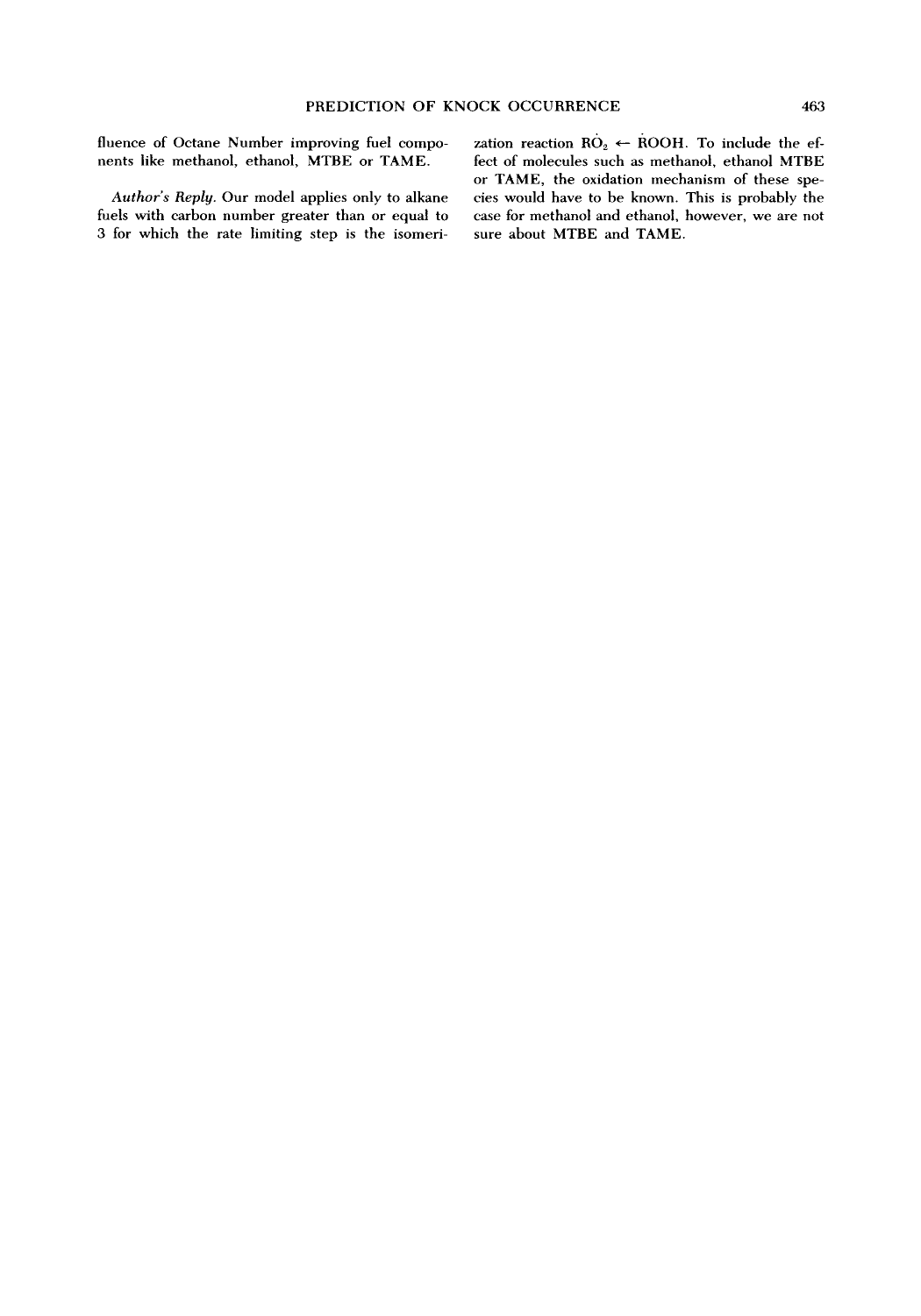fluence of Octane Number improving fuel components like methanol, ethanol, MTBE or TAME.

*Author's Reply*. Our model applies only to alkane fuels with carbon number greater than or equal to 3 for which the rate limiting step is the isomerization reaction $R\dot{O}_2 \leftarrow \dot{R}OOH$. To include the effect of molecules such as methanol, ethanol MTBE or TAME, the oxidation mechanism of these species would have to be known. This is probably the case for methanol and ethanol, however, we are not sure about MTBE and TAME.